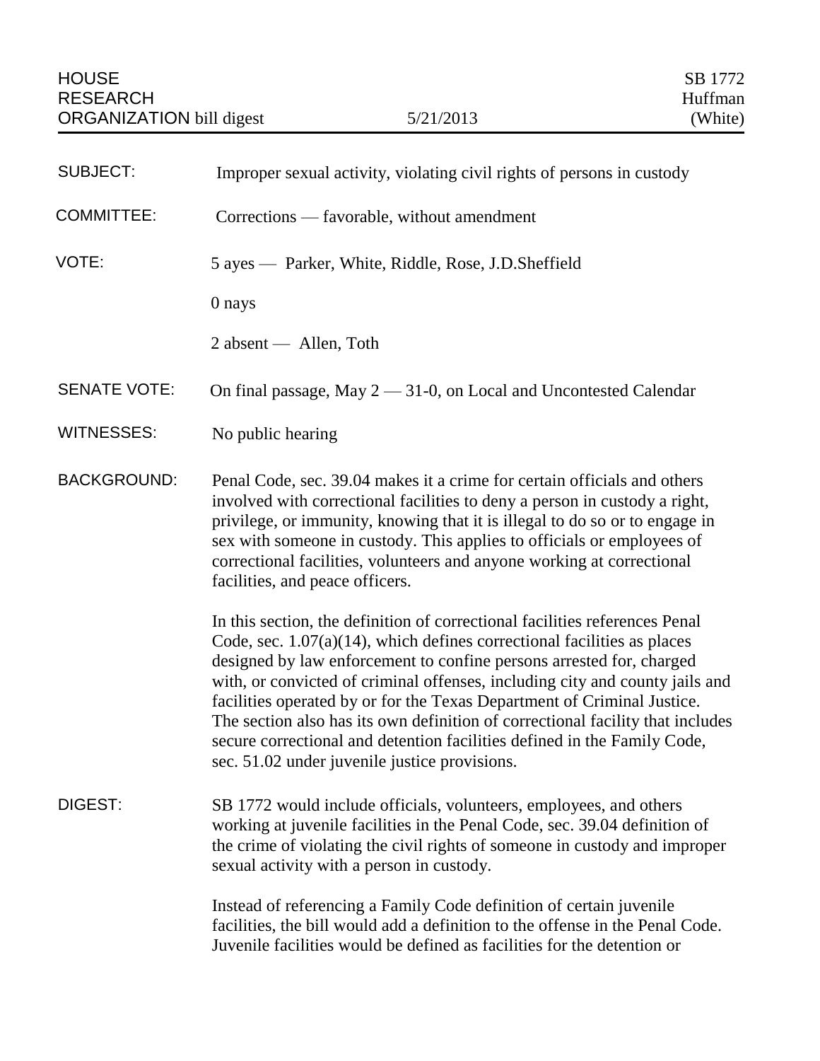HOUSE RESEARCH ORGANIZATION bill digest — 5/21/2013 — SB 1772 Huffman (White)

| | |
|---|---|
| SUBJECT: | Improper sexual activity, violating civil rights of persons in custody |
| COMMITTEE: | Corrections — favorable, without amendment |
| VOTE: | 5 ayes — Parker, White, Riddle, Rose, J.D.Sheffield<br><br>0 nays<br><br>2 absent — Allen, Toth |
| SENATE VOTE: | On final passage, May 2 — 31-0, on Local and Uncontested Calendar |
| WITNESSES: | No public hearing |

**BACKGROUND:**

Penal Code, sec. 39.04 makes it a crime for certain officials and others involved with correctional facilities to deny a person in custody a right, privilege, or immunity, knowing that it is illegal to do so or to engage in sex with someone in custody. This applies to officials or employees of correctional facilities, volunteers and anyone working at correctional facilities, and peace officers.

In this section, the definition of correctional facilities references Penal Code, sec. 1.07(a)(14), which defines correctional facilities as places designed by law enforcement to confine persons arrested for, charged with, or convicted of criminal offenses, including city and county jails and facilities operated by or for the Texas Department of Criminal Justice. The section also has its own definition of correctional facility that includes secure correctional and detention facilities defined in the Family Code, sec. 51.02 under juvenile justice provisions.

**DIGEST:**

SB 1772 would include officials, volunteers, employees, and others working at juvenile facilities in the Penal Code, sec. 39.04 definition of the crime of violating the civil rights of someone in custody and improper sexual activity with a person in custody.

Instead of referencing a Family Code definition of certain juvenile facilities, the bill would add a definition to the offense in the Penal Code. Juvenile facilities would be defined as facilities for the detention or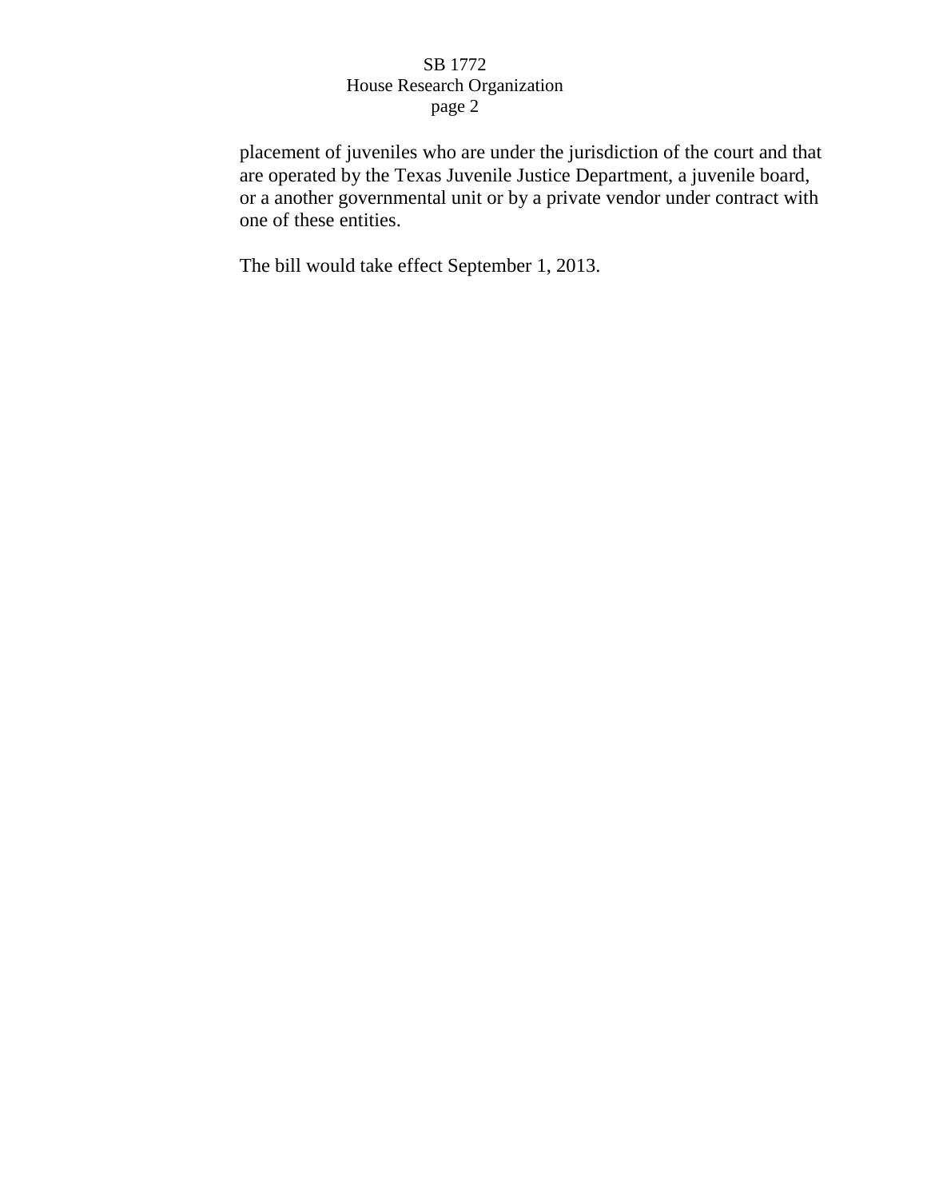placement of juveniles who are under the jurisdiction of the court and that are operated by the Texas Juvenile Justice Department, a juvenile board, or a another governmental unit or by a private vendor under contract with one of these entities.

The bill would take effect September 1, 2013.